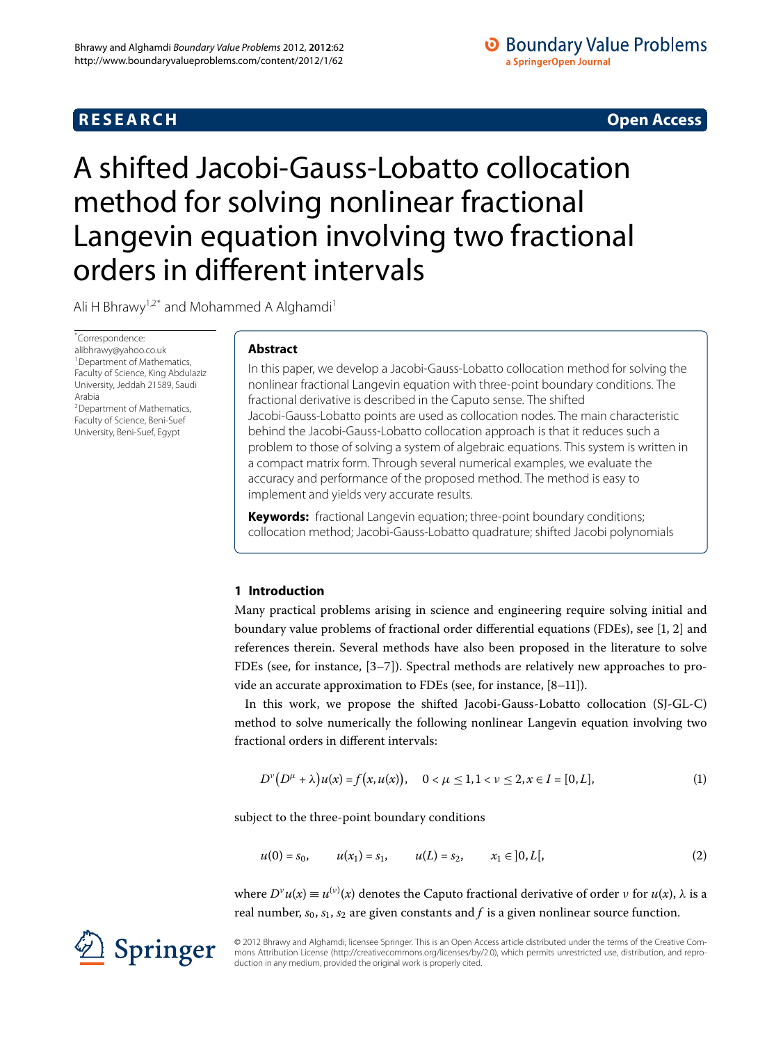**RESEARCH** **Open Access**

# A shifted Jacobi-Gauss-Lobatto collocation method for solving nonlinear fractional Langevin equation involving two fractional orders in different intervals

Ali H Bhrawy[1,2*] and Mohammed A Alghamdi[1]

*Correspondence: alibhrawy@yahoo.co.uk
[1]Department of Mathematics, Faculty of Science, King Abdulaziz University, Jeddah 21589, Saudi Arabia
[2]Department of Mathematics, Faculty of Science, Beni-Suef University, Beni-Suef, Egypt

## Abstract

In this paper, we develop a Jacobi-Gauss-Lobatto collocation method for solving the nonlinear fractional Langevin equation with three-point boundary conditions. The fractional derivative is described in the Caputo sense. The shifted Jacobi-Gauss-Lobatto points are used as collocation nodes. The main characteristic behind the Jacobi-Gauss-Lobatto collocation approach is that it reduces such a problem to those of solving a system of algebraic equations. This system is written in a compact matrix form. Through several numerical examples, we evaluate the accuracy and performance of the proposed method. The method is easy to implement and yields very accurate results.

**Keywords:** fractional Langevin equation; three-point boundary conditions; collocation method; Jacobi-Gauss-Lobatto quadrature; shifted Jacobi polynomials

## 1 Introduction

Many practical problems arising in science and engineering require solving initial and boundary value problems of fractional order differential equations (FDEs), see [1, 2] and references therein. Several methods have also been proposed in the literature to solve FDEs (see, for instance, [3–7]). Spectral methods are relatively new approaches to provide an accurate approximation to FDEs (see, for instance, [8–11]).

In this work, we propose the shifted Jacobi-Gauss-Lobatto collocation (SJ-GL-C) method to solve numerically the following nonlinear Langevin equation involving two fractional orders in different intervals:

$$D^{\nu}\big(D^{\mu}+\lambda\big)u(x)=f\big(x,u(x)\big),\quad 0<\mu\leq 1, 1<\nu\leq 2, x\in I=[0,L], \tag{1}$$

subject to the three-point boundary conditions

$$u(0)=s_0,\qquad u(x_1)=s_1,\qquad u(L)=s_2,\qquad x_1\in\,]0,L[, \tag{2}$$

where $D^{\nu}u(x)\equiv u^{(\nu)}(x)$ denotes the Caputo fractional derivative of order $\nu$ for $u(x)$, $\lambda$ is a real number, $s_0$, $s_1$, $s_2$ are given constants and $f$ is a given nonlinear source function.

© 2012 Bhrawy and Alghamdi; licensee Springer. This is an Open Access article distributed under the terms of the Creative Commons Attribution License (http://creativecommons.org/licenses/by/2.0), which permits unrestricted use, distribution, and reproduction in any medium, provided the original work is properly cited.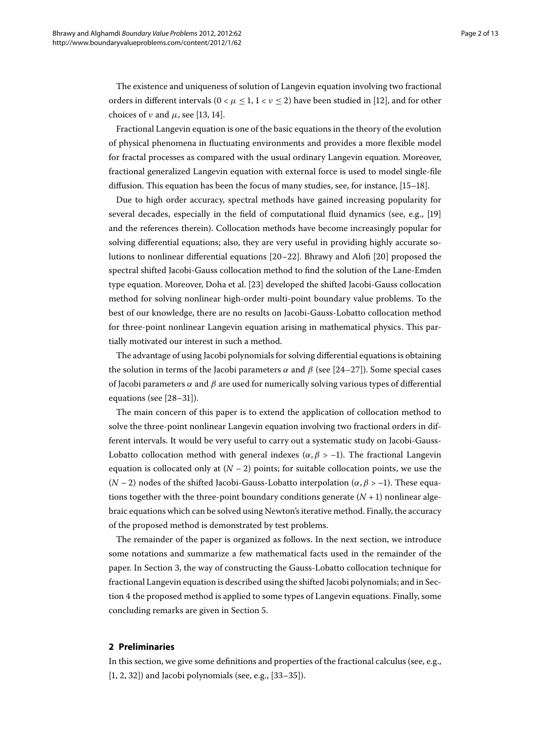The existence and uniqueness of solution of Langevin equation involving two fractional orders in different intervals ($0 < \mu \leq 1, 1 < \nu \leq 2$) have been studied in [12], and for other choices of $\nu$ and $\mu$, see [13, 14].

Fractional Langevin equation is one of the basic equations in the theory of the evolution of physical phenomena in fluctuating environments and provides a more flexible model for fractal processes as compared with the usual ordinary Langevin equation. Moreover, fractional generalized Langevin equation with external force is used to model single-file diffusion. This equation has been the focus of many studies, see, for instance, [15–18].

Due to high order accuracy, spectral methods have gained increasing popularity for several decades, especially in the field of computational fluid dynamics (see, e.g., [19] and the references therein). Collocation methods have become increasingly popular for solving differential equations; also, they are very useful in providing highly accurate solutions to nonlinear differential equations [20–22]. Bhrawy and Alofi [20] proposed the spectral shifted Jacobi-Gauss collocation method to find the solution of the Lane-Emden type equation. Moreover, Doha et al. [23] developed the shifted Jacobi-Gauss collocation method for solving nonlinear high-order multi-point boundary value problems. To the best of our knowledge, there are no results on Jacobi-Gauss-Lobatto collocation method for three-point nonlinear Langevin equation arising in mathematical physics. This partially motivated our interest in such a method.

The advantage of using Jacobi polynomials for solving differential equations is obtaining the solution in terms of the Jacobi parameters $\alpha$ and $\beta$ (see [24–27]). Some special cases of Jacobi parameters $\alpha$ and $\beta$ are used for numerically solving various types of differential equations (see [28–31]).

The main concern of this paper is to extend the application of collocation method to solve the three-point nonlinear Langevin equation involving two fractional orders in different intervals. It would be very useful to carry out a systematic study on Jacobi-Gauss-Lobatto collocation method with general indexes ($\alpha, \beta > -1$). The fractional Langevin equation is collocated only at $(N-2)$ points; for suitable collocation points, we use the $(N-2)$ nodes of the shifted Jacobi-Gauss-Lobatto interpolation ($\alpha, \beta > -1$). These equations together with the three-point boundary conditions generate $(N+1)$ nonlinear algebraic equations which can be solved using Newton's iterative method. Finally, the accuracy of the proposed method is demonstrated by test problems.

The remainder of the paper is organized as follows. In the next section, we introduce some notations and summarize a few mathematical facts used in the remainder of the paper. In Section 3, the way of constructing the Gauss-Lobatto collocation technique for fractional Langevin equation is described using the shifted Jacobi polynomials; and in Section 4 the proposed method is applied to some types of Langevin equations. Finally, some concluding remarks are given in Section 5.

## 2 Preliminaries

In this section, we give some definitions and properties of the fractional calculus (see, e.g., [1, 2, 32]) and Jacobi polynomials (see, e.g., [33–35]).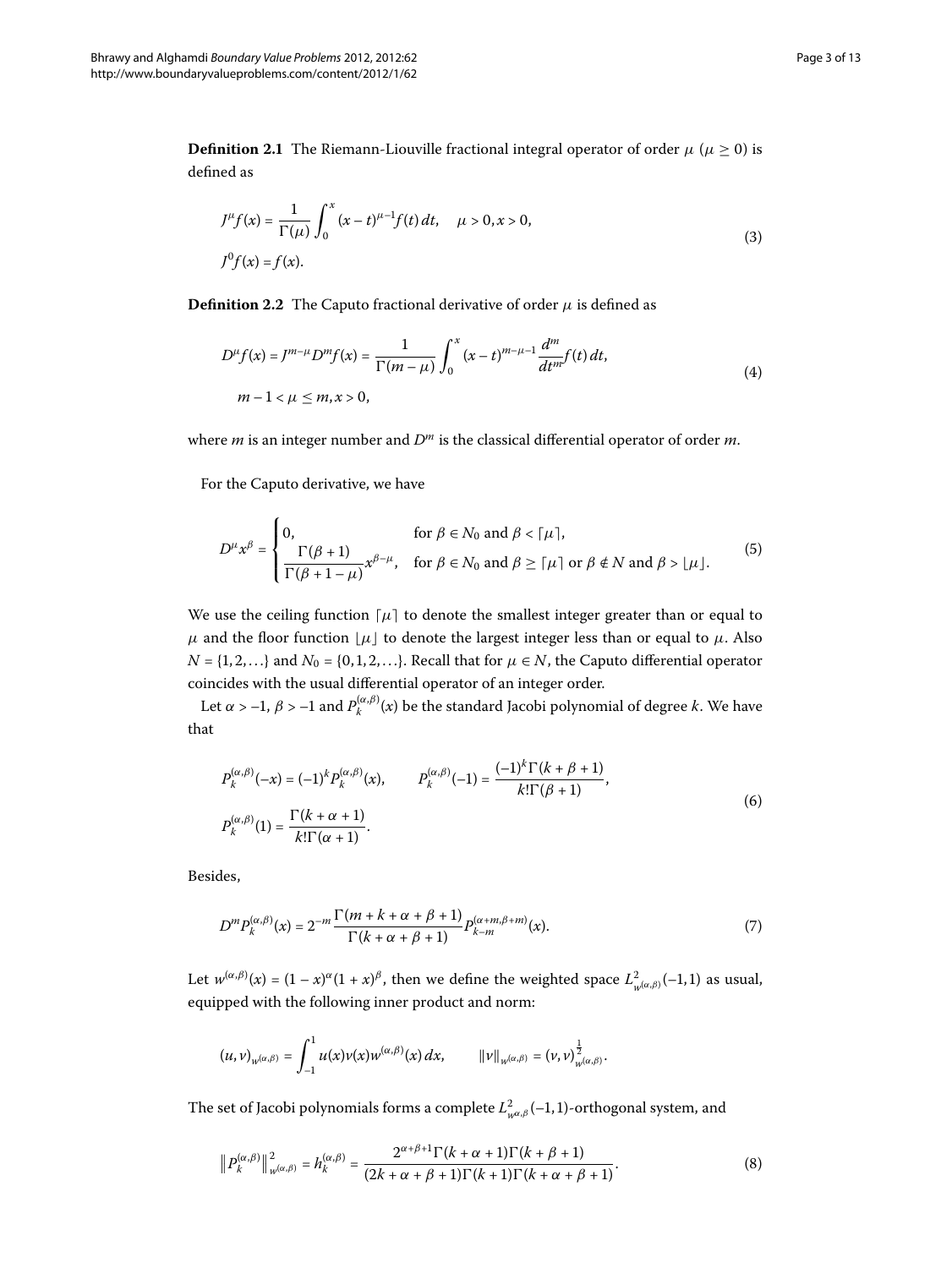**Definition 2.1** The Riemann-Liouville fractional integral operator of order $\mu$ ($\mu \geq 0$) is defined as

$$
\begin{aligned}
&J^{\mu} f(x) = \frac{1}{\Gamma(\mu)} \int_0^x (x-t)^{\mu-1} f(t)\,dt, \quad \mu > 0, x > 0, \\
&J^0 f(x) = f(x).
\end{aligned}
\tag{3}
$$

**Definition 2.2** The Caputo fractional derivative of order $\mu$ is defined as

$$
\begin{aligned}
&D^{\mu} f(x) = J^{m-\mu} D^m f(x) = \frac{1}{\Gamma(m-\mu)} \int_0^x (x-t)^{m-\mu-1} \frac{d^m}{dt^m} f(t)\,dt, \\
&m - 1 < \mu \leq m, x > 0,
\end{aligned}
\tag{4}
$$

where $m$ is an integer number and $D^m$ is the classical differential operator of order $m$.

For the Caputo derivative, we have

$$
D^{\mu} x^{\beta} = \begin{cases} 0, & \text{for } \beta \in N_0 \text{ and } \beta < \lceil \mu \rceil, \\ \dfrac{\Gamma(\beta+1)}{\Gamma(\beta+1-\mu)} x^{\beta-\mu}, & \text{for } \beta \in N_0 \text{ and } \beta \geq \lceil \mu \rceil \text{ or } \beta \notin N \text{ and } \beta > \lfloor \mu \rfloor. \end{cases}
\tag{5}
$$

We use the ceiling function $\lceil \mu \rceil$ to denote the smallest integer greater than or equal to $\mu$ and the floor function $\lfloor \mu \rfloor$ to denote the largest integer less than or equal to $\mu$. Also $N = \{1, 2, \ldots\}$ and $N_0 = \{0, 1, 2, \ldots\}$. Recall that for $\mu \in N$, the Caputo differential operator coincides with the usual differential operator of an integer order.

Let $\alpha > -1$, $\beta > -1$ and $P_k^{(\alpha,\beta)}(x)$ be the standard Jacobi polynomial of degree $k$. We have that

$$
\begin{aligned}
&P_k^{(\alpha,\beta)}(-x) = (-1)^k P_k^{(\alpha,\beta)}(x), \qquad P_k^{(\alpha,\beta)}(-1) = \frac{(-1)^k \Gamma(k+\beta+1)}{k!\Gamma(\beta+1)}, \\
&P_k^{(\alpha,\beta)}(1) = \frac{\Gamma(k+\alpha+1)}{k!\Gamma(\alpha+1)}.
\end{aligned}
\tag{6}
$$

Besides,

$$
D^m P_k^{(\alpha,\beta)}(x) = 2^{-m} \frac{\Gamma(m+k+\alpha+\beta+1)}{\Gamma(k+\alpha+\beta+1)} P_{k-m}^{(\alpha+m,\beta+m)}(x).
\tag{7}
$$

Let $w^{(\alpha,\beta)}(x) = (1-x)^{\alpha}(1+x)^{\beta}$, then we define the weighted space $L^2_{w^{(\alpha,\beta)}}(-1,1)$ as usual, equipped with the following inner product and norm:

$$
(u,v)_{w^{(\alpha,\beta)}} = \int_{-1}^{1} u(x)v(x)w^{(\alpha,\beta)}(x)\,dx, \qquad \|v\|_{w^{(\alpha,\beta)}} = (v,v)^{\frac{1}{2}}_{w^{(\alpha,\beta)}}.
$$

The set of Jacobi polynomials forms a complete $L^2_{w^{\alpha,\beta}}(-1,1)$-orthogonal system, and

$$
\left\| P_k^{(\alpha,\beta)} \right\|^2_{w^{(\alpha,\beta)}} = h_k^{(\alpha,\beta)} = \frac{2^{\alpha+\beta+1}\Gamma(k+\alpha+1)\Gamma(k+\beta+1)}{(2k+\alpha+\beta+1)\Gamma(k+1)\Gamma(k+\alpha+\beta+1)}.
\tag{8}
$$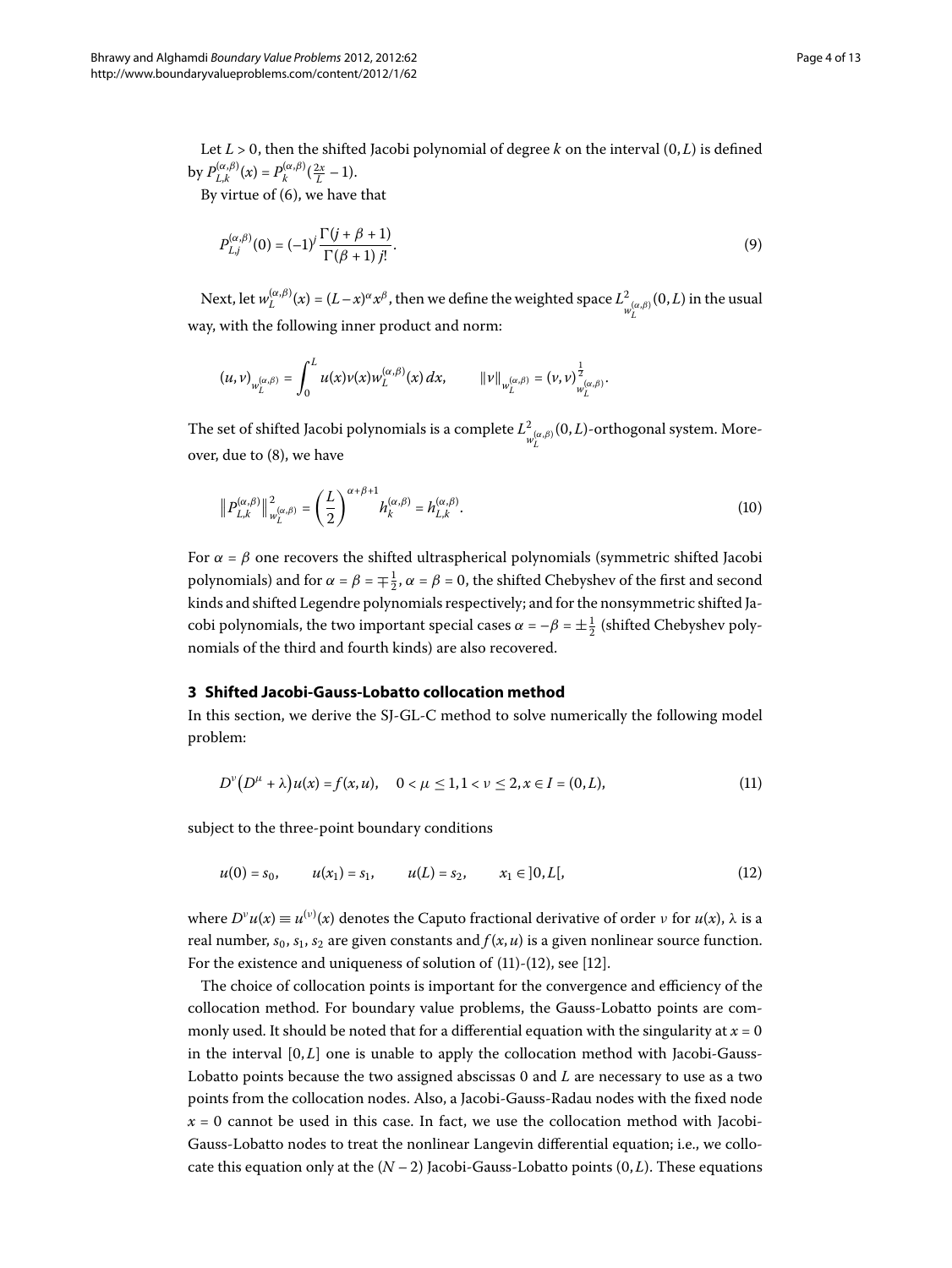Let $L > 0$, then the shifted Jacobi polynomial of degree $k$ on the interval $(0, L)$ is defined by $P_{L,k}^{(\alpha,\beta)}(x) = P_k^{(\alpha,\beta)}(\frac{2x}{L} - 1)$.

By virtue of (6), we have that

$$P_{L,j}^{(\alpha,\beta)}(0) = (-1)^j \frac{\Gamma(j+\beta+1)}{\Gamma(\beta+1)\, j!}. \tag{9}$$

Next, let $w_L^{(\alpha,\beta)}(x) = (L-x)^\alpha x^\beta$, then we define the weighted space $L^2_{w_L^{(\alpha,\beta)}}(0, L)$ in the usual way, with the following inner product and norm:

$$(u,v)_{w_L^{(\alpha,\beta)}} = \int_0^L u(x)v(x)w_L^{(\alpha,\beta)}(x)\,dx, \qquad \|v\|_{w_L^{(\alpha,\beta)}} = (v,v)^{\frac{1}{2}}_{w_L^{(\alpha,\beta)}}.$$

The set of shifted Jacobi polynomials is a complete $L^2_{w_L^{(\alpha,\beta)}}(0, L)$-orthogonal system. Moreover, due to (8), we have

$$\left\|P_{L,k}^{(\alpha,\beta)}\right\|^2_{w_L^{(\alpha,\beta)}} = \left(\frac{L}{2}\right)^{\alpha+\beta+1} h_k^{(\alpha,\beta)} = h_{L,k}^{(\alpha,\beta)}. \tag{10}$$

For $\alpha = \beta$ one recovers the shifted ultraspherical polynomials (symmetric shifted Jacobi polynomials) and for $\alpha = \beta = \mp\frac{1}{2}$, $\alpha = \beta = 0$, the shifted Chebyshev of the first and second kinds and shifted Legendre polynomials respectively; and for the nonsymmetric shifted Jacobi polynomials, the two important special cases $\alpha = -\beta = \pm\frac{1}{2}$ (shifted Chebyshev polynomials of the third and fourth kinds) are also recovered.

## 3 Shifted Jacobi-Gauss-Lobatto collocation method

In this section, we derive the SJ-GL-C method to solve numerically the following model problem:

$$D^\nu\big(D^\mu + \lambda\big)u(x) = f(x,u), \quad 0 < \mu \le 1, 1 < \nu \le 2, x \in I = (0, L), \tag{11}$$

subject to the three-point boundary conditions

$$u(0) = s_0, \qquad u(x_1) = s_1, \qquad u(L) = s_2, \qquad x_1 \in ]0, L[, \tag{12}$$

where $D^\nu u(x) \equiv u^{(\nu)}(x)$ denotes the Caputo fractional derivative of order $\nu$ for $u(x)$, $\lambda$ is a real number, $s_0$, $s_1$, $s_2$ are given constants and $f(x,u)$ is a given nonlinear source function. For the existence and uniqueness of solution of (11)-(12), see [12].

The choice of collocation points is important for the convergence and efficiency of the collocation method. For boundary value problems, the Gauss-Lobatto points are commonly used. It should be noted that for a differential equation with the singularity at $x = 0$ in the interval $[0, L]$ one is unable to apply the collocation method with Jacobi-Gauss-Lobatto points because the two assigned abscissas 0 and $L$ are necessary to use as a two points from the collocation nodes. Also, a Jacobi-Gauss-Radau nodes with the fixed node $x = 0$ cannot be used in this case. In fact, we use the collocation method with Jacobi-Gauss-Lobatto nodes to treat the nonlinear Langevin differential equation; i.e., we collocate this equation only at the $(N-2)$ Jacobi-Gauss-Lobatto points $(0, L)$. These equations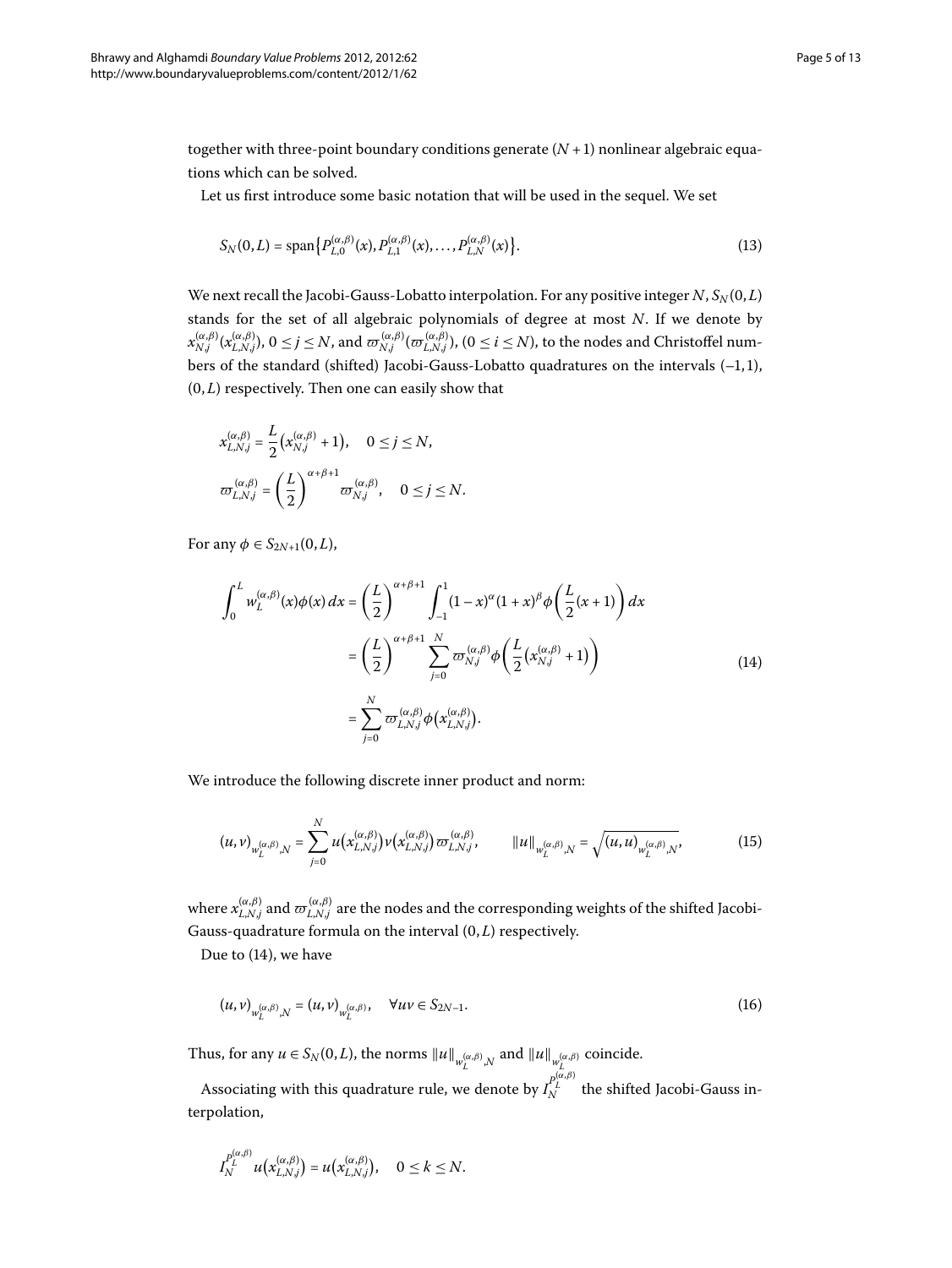together with three-point boundary conditions generate $(N+1)$ nonlinear algebraic equations which can be solved.

Let us first introduce some basic notation that will be used in the sequel. We set

$$S_N(0,L) = \operatorname{span}\{P_{L,0}^{(\alpha,\beta)}(x), P_{L,1}^{(\alpha,\beta)}(x), \dots, P_{L,N}^{(\alpha,\beta)}(x)\}. \tag{13}$$

We next recall the Jacobi-Gauss-Lobatto interpolation. For any positive integer $N$, $S_N(0,L)$ stands for the set of all algebraic polynomials of degree at most $N$. If we denote by $x_{N,j}^{(\alpha,\beta)}(x_{L,N,j}^{(\alpha,\beta)})$, $0 \le j \le N$, and $\varpi_{N,j}^{(\alpha,\beta)}(\varpi_{L,N,j}^{(\alpha,\beta)})$, $(0 \le i \le N)$, to the nodes and Christoffel numbers of the standard (shifted) Jacobi-Gauss-Lobatto quadratures on the intervals $(-1,1)$, $(0,L)$ respectively. Then one can easily show that

$$x_{L,N,j}^{(\alpha,\beta)} = \frac{L}{2}\big(x_{N,j}^{(\alpha,\beta)} + 1\big), \quad 0 \le j \le N,$$

$$\varpi_{L,N,j}^{(\alpha,\beta)} = \left(\frac{L}{2}\right)^{\alpha+\beta+1} \varpi_{N,j}^{(\alpha,\beta)}, \quad 0 \le j \le N.$$

For any $\phi \in S_{2N+1}(0,L)$,

$$\begin{aligned}
\int_0^L w_L^{(\alpha,\beta)}(x)\phi(x)\,dx &= \left(\frac{L}{2}\right)^{\alpha+\beta+1} \int_{-1}^{1} (1-x)^{\alpha}(1+x)^{\beta}\phi\left(\frac{L}{2}(x+1)\right)dx \\
&= \left(\frac{L}{2}\right)^{\alpha+\beta+1} \sum_{j=0}^{N} \varpi_{N,j}^{(\alpha,\beta)} \phi\left(\frac{L}{2}\big(x_{N,j}^{(\alpha,\beta)} + 1\big)\right) \\
&= \sum_{j=0}^{N} \varpi_{L,N,j}^{(\alpha,\beta)} \phi\big(x_{L,N,j}^{(\alpha,\beta)}\big).
\end{aligned} \tag{14}$$

We introduce the following discrete inner product and norm:

$$(u,v)_{w_L^{(\alpha,\beta)},N} = \sum_{j=0}^{N} u\big(x_{L,N,j}^{(\alpha,\beta)}\big) v\big(x_{L,N,j}^{(\alpha,\beta)}\big) \varpi_{L,N,j}^{(\alpha,\beta)}, \qquad \|u\|_{w_L^{(\alpha,\beta)},N} = \sqrt{(u,u)_{w_L^{(\alpha,\beta)},N}}, \tag{15}$$

where $x_{L,N,j}^{(\alpha,\beta)}$ and $\varpi_{L,N,j}^{(\alpha,\beta)}$ are the nodes and the corresponding weights of the shifted Jacobi-Gauss-quadrature formula on the interval $(0,L)$ respectively.

Due to (14), we have

$$(u,v)_{w_L^{(\alpha,\beta)},N} = (u,v)_{w_L^{(\alpha,\beta)}}, \quad \forall uv \in S_{2N-1}. \tag{16}$$

Thus, for any $u \in S_N(0,L)$, the norms $\|u\|_{w_L^{(\alpha,\beta)},N}$ and $\|u\|_{w_L^{(\alpha,\beta)}}$ coincide.

Associating with this quadrature rule, we denote by $I_N^{P_L^{(\alpha,\beta)}}$ the shifted Jacobi-Gauss interpolation,

$$I_N^{P_L^{(\alpha,\beta)}} u\big(x_{L,N,j}^{(\alpha,\beta)}\big) = u\big(x_{L,N,j}^{(\alpha,\beta)}\big), \quad 0 \le k \le N.$$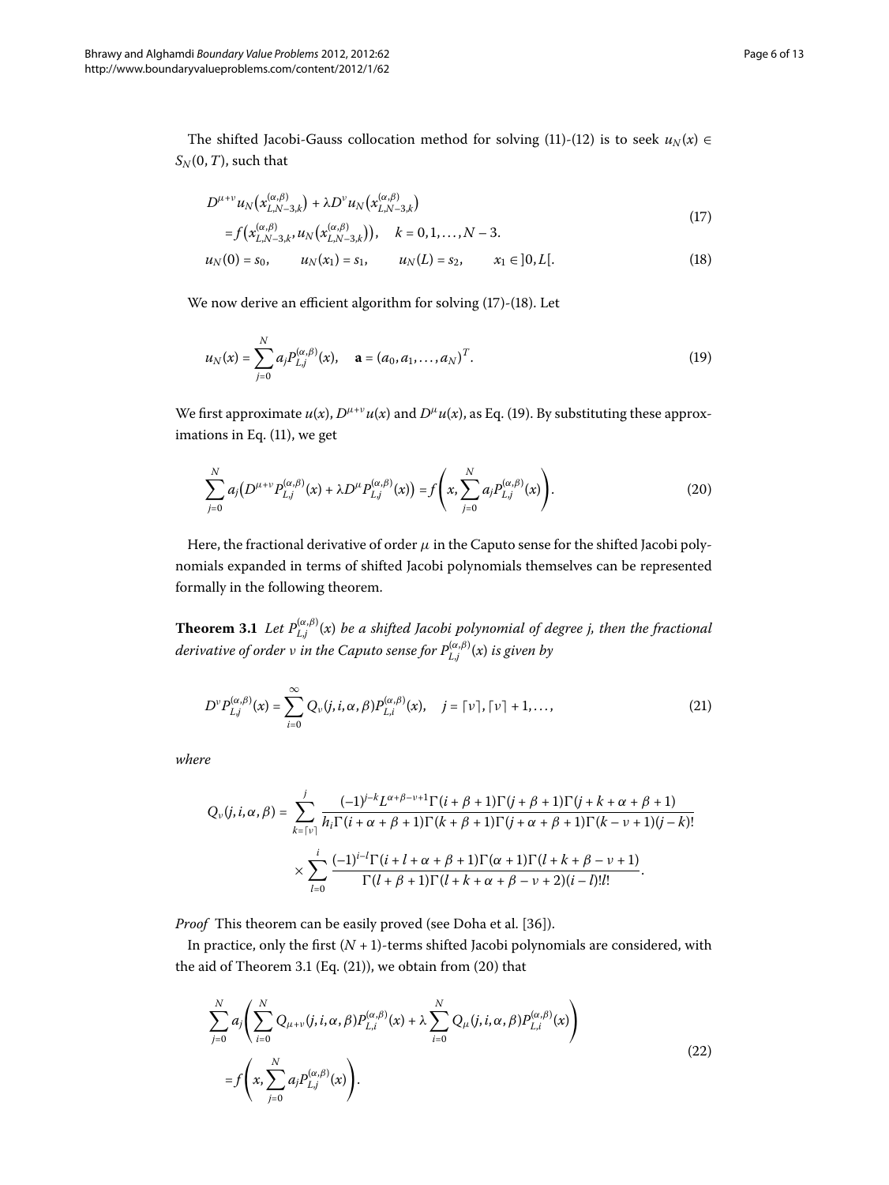The shifted Jacobi-Gauss collocation method for solving (11)-(12) is to seek $u_N(x) \in S_N(0,T)$, such that

$$
\begin{aligned}
&D^{\mu+\nu} u_N\big(x_{L,N-3,k}^{(\alpha,\beta)}\big) + \lambda D^{\nu} u_N\big(x_{L,N-3,k}^{(\alpha,\beta)}\big) \\
&\quad = f\big(x_{L,N-3,k}^{(\alpha,\beta)}, u_N\big(x_{L,N-3,k}^{(\alpha,\beta)}\big)\big), \quad k = 0,1,\ldots,N-3.
\end{aligned} \tag{17}
$$

$$
u_N(0) = s_0, \qquad u_N(x_1) = s_1, \qquad u_N(L) = s_2, \qquad x_1 \in ]0,L[. \tag{18}
$$

We now derive an efficient algorithm for solving (17)-(18). Let

$$
u_N(x) = \sum_{j=0}^{N} a_j P_{L,j}^{(\alpha,\beta)}(x), \quad \mathbf{a} = (a_0, a_1, \ldots, a_N)^T. \tag{19}
$$

We first approximate $u(x)$, $D^{\mu+\nu}u(x)$ and $D^{\mu}u(x)$, as Eq. (19). By substituting these approximations in Eq. (11), we get

$$
\sum_{j=0}^{N} a_j \big(D^{\mu+\nu} P_{L,j}^{(\alpha,\beta)}(x) + \lambda D^{\mu} P_{L,j}^{(\alpha,\beta)}(x)\big) = f\left(x, \sum_{j=0}^{N} a_j P_{L,j}^{(\alpha,\beta)}(x)\right). \tag{20}
$$

Here, the fractional derivative of order $\mu$ in the Caputo sense for the shifted Jacobi polynomials expanded in terms of shifted Jacobi polynomials themselves can be represented formally in the following theorem.

**Theorem 3.1** *Let $P_{L,j}^{(\alpha,\beta)}(x)$ be a shifted Jacobi polynomial of degree j, then the fractional derivative of order $\nu$ in the Caputo sense for $P_{L,j}^{(\alpha,\beta)}(x)$ is given by*

$$
D^{\nu} P_{L,j}^{(\alpha,\beta)}(x) = \sum_{i=0}^{\infty} Q_{\nu}(j,i,\alpha,\beta) P_{L,i}^{(\alpha,\beta)}(x), \quad j = \lceil \nu \rceil, \lceil \nu \rceil + 1, \ldots, \tag{21}
$$

*where*

$$
\begin{aligned}
Q_{\nu}(j,i,\alpha,\beta) = &\sum_{k=\lceil \nu \rceil}^{j} \frac{(-1)^{j-k} L^{\alpha+\beta-\nu+1} \Gamma(i+\beta+1)\Gamma(j+\beta+1)\Gamma(j+k+\alpha+\beta+1)}{h_i \Gamma(i+\alpha+\beta+1)\Gamma(k+\beta+1)\Gamma(j+\alpha+\beta+1)\Gamma(k-\nu+1)(j-k)!} \\
&\times \sum_{l=0}^{i} \frac{(-1)^{i-l}\Gamma(i+l+\alpha+\beta+1)\Gamma(\alpha+1)\Gamma(l+k+\beta-\nu+1)}{\Gamma(l+\beta+1)\Gamma(l+k+\alpha+\beta-\nu+2)(i-l)!\,l!}.
\end{aligned}
$$

*Proof* This theorem can be easily proved (see Doha et al. [36]).

In practice, only the first $(N+1)$-terms shifted Jacobi polynomials are considered, with the aid of Theorem 3.1 (Eq. (21)), we obtain from (20) that

$$
\begin{aligned}
&\sum_{j=0}^{N} a_j \left( \sum_{i=0}^{N} Q_{\mu+\nu}(j,i,\alpha,\beta) P_{L,i}^{(\alpha,\beta)}(x) + \lambda \sum_{i=0}^{N} Q_{\mu}(j,i,\alpha,\beta) P_{L,i}^{(\alpha,\beta)}(x) \right) \\
&\quad = f\left(x, \sum_{j=0}^{N} a_j P_{L,j}^{(\alpha,\beta)}(x)\right).
\end{aligned} \tag{22}
$$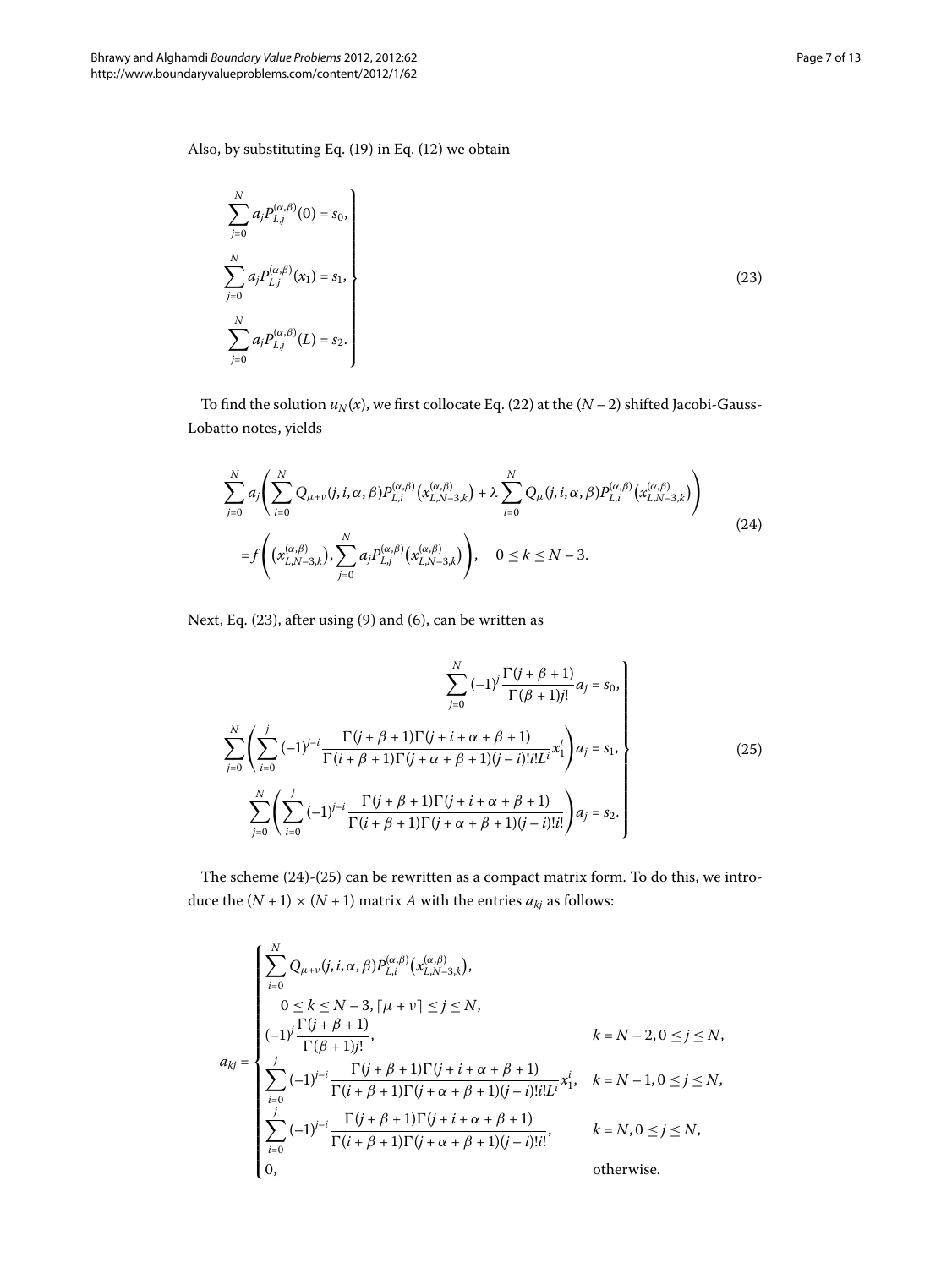Also, by substituting Eq. (19) in Eq. (12) we obtain

$$\left.\begin{aligned}
&\sum_{j=0}^{N} a_j P_{L,j}^{(\alpha,\beta)}(0) = s_0,\\
&\sum_{j=0}^{N} a_j P_{L,j}^{(\alpha,\beta)}(x_1) = s_1,\\
&\sum_{j=0}^{N} a_j P_{L,j}^{(\alpha,\beta)}(L) = s_2.
\end{aligned}\right\} \tag{23}$$

To find the solution $u_N(x)$, we first collocate Eq. (22) at the $(N-2)$ shifted Jacobi-Gauss-Lobatto notes, yields

$$\begin{aligned}
&\sum_{j=0}^{N} a_j \left( \sum_{i=0}^{N} Q_{\mu+\nu}(j,i,\alpha,\beta) P_{L,i}^{(\alpha,\beta)}\left(x_{L,N-3,k}^{(\alpha,\beta)}\right) + \lambda \sum_{i=0}^{N} Q_{\mu}(j,i,\alpha,\beta) P_{L,i}^{(\alpha,\beta)}\left(x_{L,N-3,k}^{(\alpha,\beta)}\right) \right)\\
&\quad = f\left( \left(x_{L,N-3,k}^{(\alpha,\beta)}\right), \sum_{j=0}^{N} a_j P_{L,j}^{(\alpha,\beta)}\left(x_{L,N-3,k}^{(\alpha,\beta)}\right) \right), \quad 0 \le k \le N-3.
\end{aligned} \tag{24}$$

Next, Eq. (23), after using (9) and (6), can be written as

$$\left.\begin{aligned}
&\sum_{j=0}^{N} (-1)^j \frac{\Gamma(j+\beta+1)}{\Gamma(\beta+1) j!} a_j = s_0,\\
&\sum_{j=0}^{N} \left( \sum_{i=0}^{j} (-1)^{j-i} \frac{\Gamma(j+\beta+1)\Gamma(j+i+\alpha+\beta+1)}{\Gamma(i+\beta+1)\Gamma(j+\alpha+\beta+1)(j-i)! i! L^i} x_1^i \right) a_j = s_1,\\
&\sum_{j=0}^{N} \left( \sum_{i=0}^{j} (-1)^{j-i} \frac{\Gamma(j+\beta+1)\Gamma(j+i+\alpha+\beta+1)}{\Gamma(i+\beta+1)\Gamma(j+\alpha+\beta+1)(j-i)! i!} \right) a_j = s_2.
\end{aligned}\right\} \tag{25}$$

The scheme (24)-(25) can be rewritten as a compact matrix form. To do this, we introduce the $(N+1) \times (N+1)$ matrix $A$ with the entries $a_{kj}$ as follows:

$$a_{kj} = \begin{cases}
\displaystyle\sum_{i=0}^{N} Q_{\mu+\nu}(j,i,\alpha,\beta) P_{L,i}^{(\alpha,\beta)}\left(x_{L,N-3,k}^{(\alpha,\beta)}\right), & \\
\quad 0 \le k \le N-3, \lceil \mu+\nu \rceil \le j \le N, & \\
(-1)^j \dfrac{\Gamma(j+\beta+1)}{\Gamma(\beta+1) j!}, & k = N-2, 0 \le j \le N,\\
\displaystyle\sum_{i=0}^{j} (-1)^{j-i} \frac{\Gamma(j+\beta+1)\Gamma(j+i+\alpha+\beta+1)}{\Gamma(i+\beta+1)\Gamma(j+\alpha+\beta+1)(j-i)! i! L^i} x_1^i, & k = N-1, 0 \le j \le N,\\
\displaystyle\sum_{i=0}^{j} (-1)^{j-i} \frac{\Gamma(j+\beta+1)\Gamma(j+i+\alpha+\beta+1)}{\Gamma(i+\beta+1)\Gamma(j+\alpha+\beta+1)(j-i)! i!}, & k = N, 0 \le j \le N,\\
0, & \text{otherwise.}
\end{cases}$$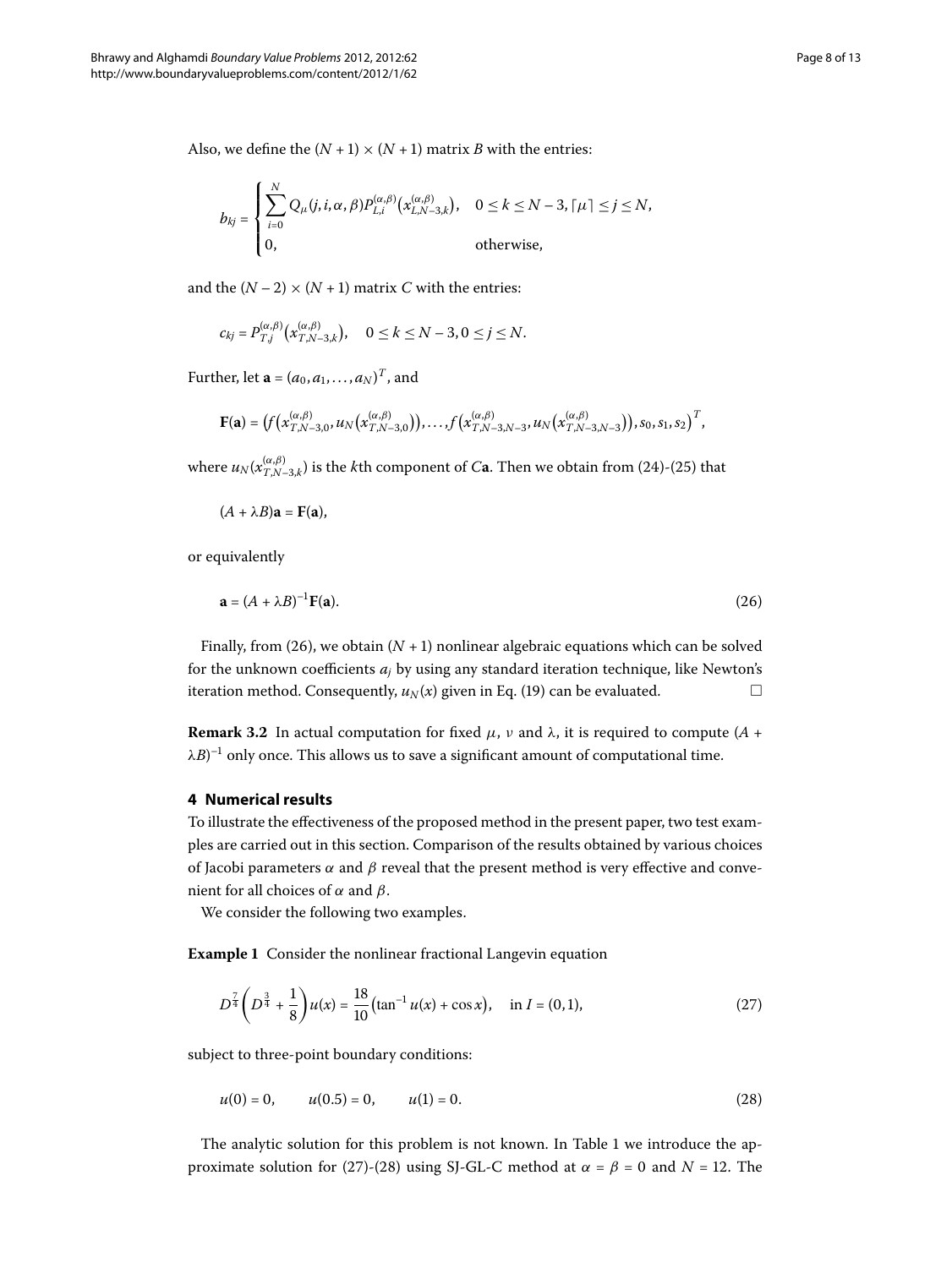Also, we define the $(N+1)\times(N+1)$ matrix $B$ with the entries:

$$b_{kj} = \begin{cases} \sum_{i=0}^{N} Q_{\mu}(j,i,\alpha,\beta) P_{L,i}^{(\alpha,\beta)}\big(x_{L,N-3,k}^{(\alpha,\beta)}\big), & 0 \le k \le N-3, \lceil \mu \rceil \le j \le N, \\ 0, & \text{otherwise}, \end{cases}$$

and the $(N-2)\times(N+1)$ matrix $C$ with the entries:

$$c_{kj} = P_{T,j}^{(\alpha,\beta)}\big(x_{T,N-3,k}^{(\alpha,\beta)}\big), \quad 0 \le k \le N-3, 0 \le j \le N.$$

Further, let $\mathbf{a} = (a_0, a_1, \dots, a_N)^T$, and

$$\mathbf{F}(\mathbf{a}) = \big(f\big(x_{T,N-3,0}^{(\alpha,\beta)}, u_N\big(x_{T,N-3,0}^{(\alpha,\beta)}\big)\big), \dots, f\big(x_{T,N-3,N-3}^{(\alpha,\beta)}, u_N\big(x_{T,N-3,N-3}^{(\alpha,\beta)}\big)\big), s_0, s_1, s_2\big)^T,$$

where $u_N(x_{T,N-3,k}^{(\alpha,\beta)})$ is the $k$th component of $C\mathbf{a}$. Then we obtain from (24)-(25) that

$$(A + \lambda B)\mathbf{a} = \mathbf{F}(\mathbf{a}),$$

or equivalently

$$\mathbf{a} = (A + \lambda B)^{-1}\mathbf{F}(\mathbf{a}). \tag{26}$$

Finally, from (26), we obtain $(N+1)$ nonlinear algebraic equations which can be solved for the unknown coefficients $a_j$ by using any standard iteration technique, like Newton's iteration method. Consequently, $u_N(x)$ given in Eq. (19) can be evaluated. □

**Remark 3.2** In actual computation for fixed $\mu$, $\nu$ and $\lambda$, it is required to compute $(A + \lambda B)^{-1}$ only once. This allows us to save a significant amount of computational time.

## 4 Numerical results

To illustrate the effectiveness of the proposed method in the present paper, two test examples are carried out in this section. Comparison of the results obtained by various choices of Jacobi parameters $\alpha$ and $\beta$ reveal that the present method is very effective and convenient for all choices of $\alpha$ and $\beta$.

We consider the following two examples.

**Example 1** Consider the nonlinear fractional Langevin equation

$$D^{\frac{7}{4}}\left(D^{\frac{3}{4}} + \frac{1}{8}\right)u(x) = \frac{18}{10}\big(\tan^{-1} u(x) + \cos x\big), \quad \text{in } I = (0,1), \tag{27}$$

subject to three-point boundary conditions:

$$u(0) = 0, \qquad u(0.5) = 0, \qquad u(1) = 0. \tag{28}$$

The analytic solution for this problem is not known. In Table 1 we introduce the approximate solution for (27)-(28) using SJ-GL-C method at $\alpha = \beta = 0$ and $N = 12$. The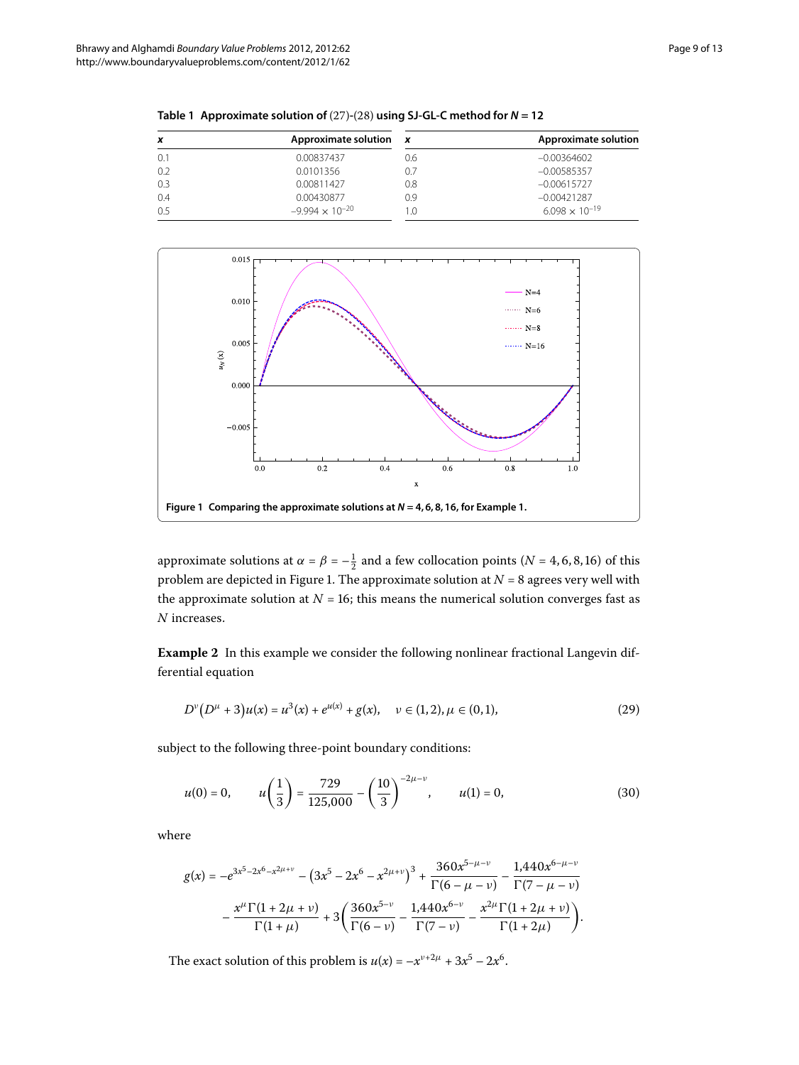**Table 1 Approximate solution of (27)-(28) using SJ-GL-C method for $N = 12$**

| $x$ | Approximate solution | $x$ | Approximate solution |
|---|---|---|---|
| 0.1 | 0.00837437 | 0.6 | −0.00364602 |
| 0.2 | 0.0101356 | 0.7 | −0.00585357 |
| 0.3 | 0.00811427 | 0.8 | −0.00615727 |
| 0.4 | 0.00430877 | 0.9 | −0.00421287 |
| 0.5 | $-9.994 \times 10^{-20}$ | 1.0 | $6.098 \times 10^{-19}$ |

**Figure 1 Comparing the approximate solutions at $N = 4, 6, 8, 16$, for Example 1.**

approximate solutions at $\alpha = \beta = -\frac{1}{2}$ and a few collocation points ($N = 4, 6, 8, 16$) of this problem are depicted in Figure 1. The approximate solution at $N = 8$ agrees very well with the approximate solution at $N = 16$; this means the numerical solution converges fast as $N$ increases.

**Example 2** In this example we consider the following nonlinear fractional Langevin differential equation

$$D^{\nu}\left(D^{\mu} + 3\right)u(x) = u^3(x) + e^{u(x)} + g(x), \quad \nu \in (1,2), \mu \in (0,1), \tag{29}$$

subject to the following three-point boundary conditions:

$$u(0) = 0, \qquad u\left(\frac{1}{3}\right) = \frac{729}{125{,}000} - \left(\frac{10}{3}\right)^{-2\mu-\nu}, \qquad u(1) = 0, \tag{30}$$

where

$$g(x) = -e^{3x^5-2x^6-x^{2\mu+\nu}} - \left(3x^5 - 2x^6 - x^{2\mu+\nu}\right)^3 + \frac{360x^{5-\mu-\nu}}{\Gamma(6-\mu-\nu)} - \frac{1{,}440x^{6-\mu-\nu}}{\Gamma(7-\mu-\nu)} - \frac{x^{\mu}\Gamma(1+2\mu+\nu)}{\Gamma(1+\mu)} + 3\left(\frac{360x^{5-\nu}}{\Gamma(6-\nu)} - \frac{1{,}440x^{6-\nu}}{\Gamma(7-\nu)} - \frac{x^{2\mu}\Gamma(1+2\mu+\nu)}{\Gamma(1+2\mu)}\right).$$

The exact solution of this problem is $u(x) = -x^{\nu+2\mu} + 3x^5 - 2x^6$.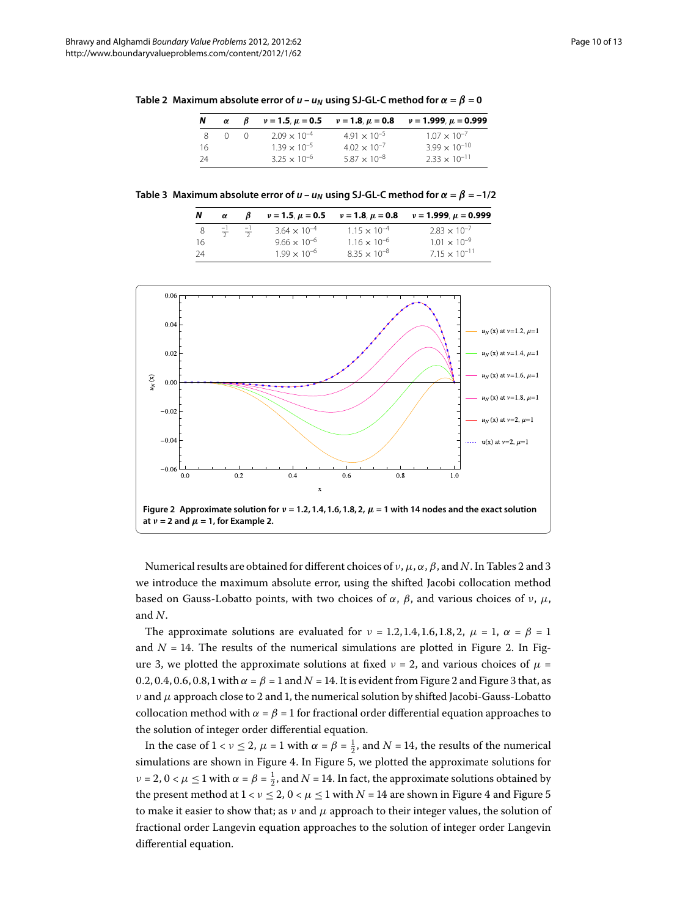**Table 2 Maximum absolute error of $u - u_N$ using SJ-GL-C method for $\alpha = \beta = 0$**

| $N$ | $\alpha$ | $\beta$ | $\nu = 1.5, \mu = 0.5$ | $\nu = 1.8, \mu = 0.8$ | $\nu = 1.999, \mu = 0.999$ |
|---|---|---|---|---|---|
| 8 | 0 | 0 | $2.09 \times 10^{-4}$ | $4.91 \times 10^{-5}$ | $1.07 \times 10^{-7}$ |
| 16 | | | $1.39 \times 10^{-5}$ | $4.02 \times 10^{-7}$ | $3.99 \times 10^{-10}$ |
| 24 | | | $3.25 \times 10^{-6}$ | $5.87 \times 10^{-8}$ | $2.33 \times 10^{-11}$ |

**Table 3 Maximum absolute error of $u - u_N$ using SJ-GL-C method for $\alpha = \beta = -1/2$**

| $N$ | $\alpha$ | $\beta$ | $\nu = 1.5, \mu = 0.5$ | $\nu = 1.8, \mu = 0.8$ | $\nu = 1.999, \mu = 0.999$ |
|---|---|---|---|---|---|
| 8 | $\frac{-1}{2}$ | $\frac{-1}{2}$ | $3.64 \times 10^{-4}$ | $1.15 \times 10^{-4}$ | $2.83 \times 10^{-7}$ |
| 16 | | | $9.66 \times 10^{-6}$ | $1.16 \times 10^{-6}$ | $1.01 \times 10^{-9}$ |
| 24 | | | $1.99 \times 10^{-6}$ | $8.35 \times 10^{-8}$ | $7.15 \times 10^{-11}$ |

**Figure 2 Approximate solution for $\nu = 1.2, 1.4, 1.6, 1.8, 2$, $\mu = 1$ with 14 nodes and the exact solution at $\nu = 2$ and $\mu = 1$, for Example 2.**

Numerical results are obtained for different choices of $\nu$, $\mu$, $\alpha$, $\beta$, and $N$. In Tables 2 and 3 we introduce the maximum absolute error, using the shifted Jacobi collocation method based on Gauss-Lobatto points, with two choices of $\alpha$, $\beta$, and various choices of $\nu$, $\mu$, and $N$.

The approximate solutions are evaluated for $\nu = 1.2, 1.4, 1.6, 1.8, 2$, $\mu = 1$, $\alpha = \beta = 1$ and $N = 14$. The results of the numerical simulations are plotted in Figure 2. In Figure 3, we plotted the approximate solutions at fixed $\nu = 2$, and various choices of $\mu = 0.2, 0.4, 0.6, 0.8, 1$ with $\alpha = \beta = 1$ and $N = 14$. It is evident from Figure 2 and Figure 3 that, as $\nu$ and $\mu$ approach close to 2 and 1, the numerical solution by shifted Jacobi-Gauss-Lobatto collocation method with $\alpha = \beta = 1$ for fractional order differential equation approaches to the solution of integer order differential equation.

In the case of $1 < \nu \leq 2$, $\mu = 1$ with $\alpha = \beta = \frac{1}{2}$, and $N = 14$, the results of the numerical simulations are shown in Figure 4. In Figure 5, we plotted the approximate solutions for $\nu = 2$, $0 < \mu \leq 1$ with $\alpha = \beta = \frac{1}{2}$, and $N = 14$. In fact, the approximate solutions obtained by the present method at $1 < \nu \leq 2$, $0 < \mu \leq 1$ with $N = 14$ are shown in Figure 4 and Figure 5 to make it easier to show that; as $\nu$ and $\mu$ approach to their integer values, the solution of fractional order Langevin equation approaches to the solution of integer order Langevin differential equation.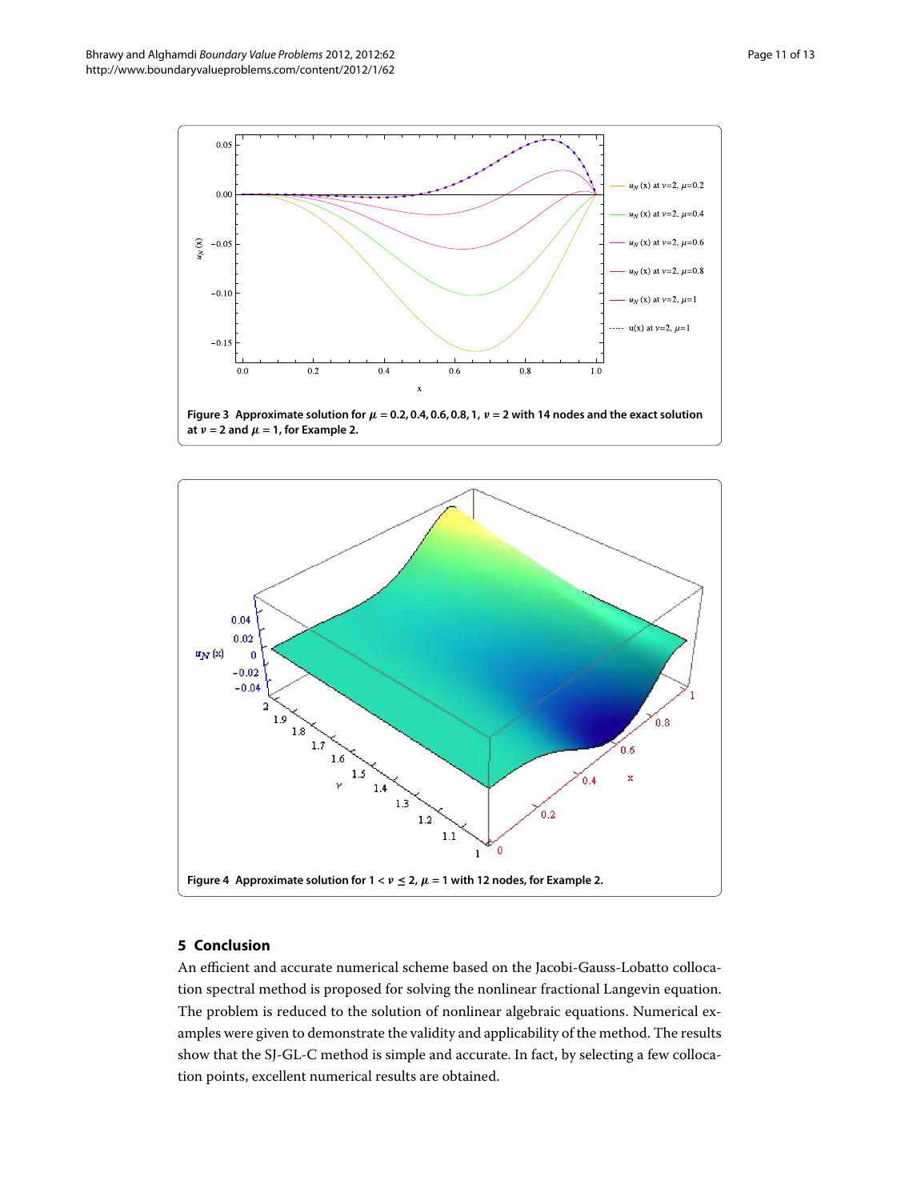**Figure 3** Approximate solution for $\mu = 0.2, 0.4, 0.6, 0.8, 1$, $\nu = 2$ with 14 nodes and the exact solution at $\nu = 2$ and $\mu = 1$, for Example 2.

**Figure 4** Approximate solution for $1 < \nu \leq 2$, $\mu = 1$ with 12 nodes, for Example 2.

## 5 Conclusion

An efficient and accurate numerical scheme based on the Jacobi-Gauss-Lobatto collocation spectral method is proposed for solving the nonlinear fractional Langevin equation. The problem is reduced to the solution of nonlinear algebraic equations. Numerical examples were given to demonstrate the validity and applicability of the method. The results show that the SJ-GL-C method is simple and accurate. In fact, by selecting a few collocation points, excellent numerical results are obtained.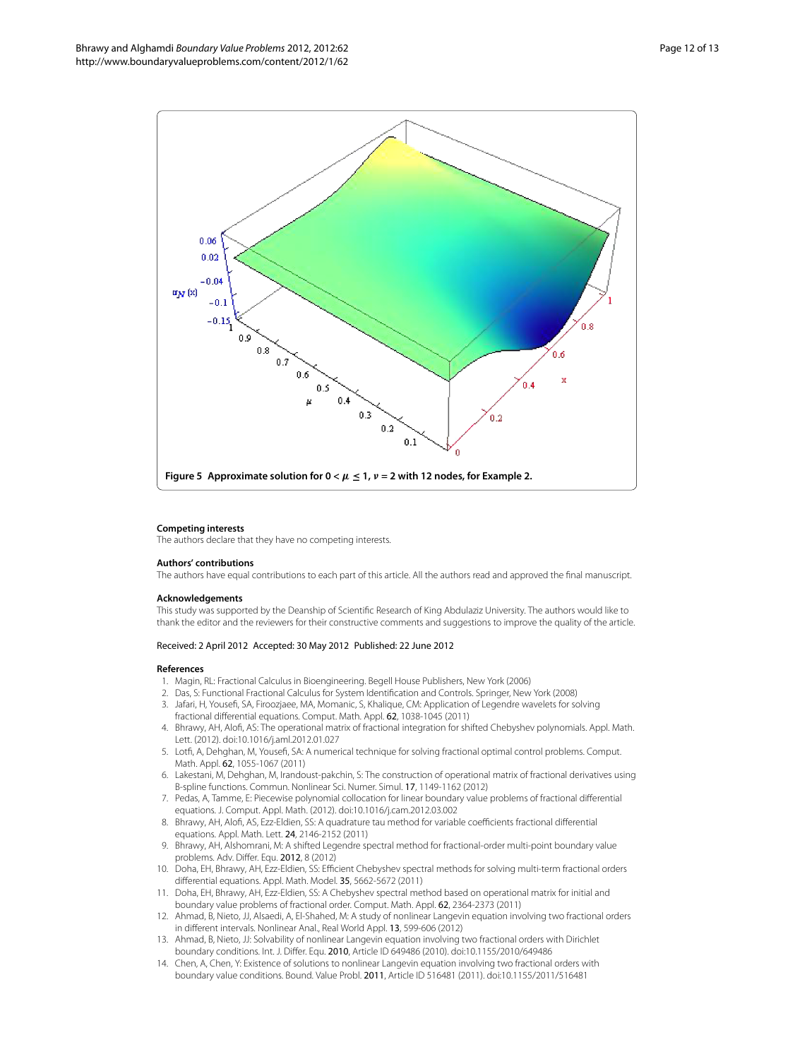**Figure 5 Approximate solution for $0 < \mu \leq 1$, $\nu = 2$ with 12 nodes, for Example 2.**

**Competing interests**

The authors declare that they have no competing interests.

**Authors' contributions**

The authors have equal contributions to each part of this article. All the authors read and approved the final manuscript.

**Acknowledgements**

This study was supported by the Deanship of Scientific Research of King Abdulaziz University. The authors would like to thank the editor and the reviewers for their constructive comments and suggestions to improve the quality of the article.

Received: 2 April 2012 Accepted: 30 May 2012 Published: 22 June 2012

**References**

1. Magin, RL: Fractional Calculus in Bioengineering. Begell House Publishers, New York (2006)
2. Das, S: Functional Fractional Calculus for System Identification and Controls. Springer, New York (2008)
3. Jafari, H, Yousefi, SA, Firoozjaee, MA, Momanic, S, Khalique, CM: Application of Legendre wavelets for solving fractional differential equations. Comput. Math. Appl. **62**, 1038-1045 (2011)
4. Bhrawy, AH, Alofi, AS: The operational matrix of fractional integration for shifted Chebyshev polynomials. Appl. Math. Lett. (2012). doi:10.1016/j.aml.2012.01.027
5. Lotfi, A, Dehghan, M, Yousefi, SA: A numerical technique for solving fractional optimal control problems. Comput. Math. Appl. **62**, 1055-1067 (2011)
6. Lakestani, M, Dehghan, M, Irandoust-pakchin, S: The construction of operational matrix of fractional derivatives using B-spline functions. Commun. Nonlinear Sci. Numer. Simul. **17**, 1149-1162 (2012)
7. Pedas, A, Tamme, E: Piecewise polynomial collocation for linear boundary value problems of fractional differential equations. J. Comput. Appl. Math. (2012). doi:10.1016/j.cam.2012.03.002
8. Bhrawy, AH, Alofi, AS, Ezz-Eldien, SS: A quadrature tau method for variable coefficients fractional differential equations. Appl. Math. Lett. **24**, 2146-2152 (2011)
9. Bhrawy, AH, Alshomrani, M: A shifted Legendre spectral method for fractional-order multi-point boundary value problems. Adv. Differ. Equ. **2012**, 8 (2012)
10. Doha, EH, Bhrawy, AH, Ezz-Eldien, SS: Efficient Chebyshev spectral methods for solving multi-term fractional orders differential equations. Appl. Math. Model. **35**, 5662-5672 (2011)
11. Doha, EH, Bhrawy, AH, Ezz-Eldien, SS: A Chebyshev spectral method based on operational matrix for initial and boundary value problems of fractional order. Comput. Math. Appl. **62**, 2364-2373 (2011)
12. Ahmad, B, Nieto, JJ, Alsaedi, A, El-Shahed, M: A study of nonlinear Langevin equation involving two fractional orders in different intervals. Nonlinear Anal., Real World Appl. **13**, 599-606 (2012)
13. Ahmad, B, Nieto, JJ: Solvability of nonlinear Langevin equation involving two fractional orders with Dirichlet boundary conditions. Int. J. Differ. Equ. **2010**, Article ID 649486 (2010). doi:10.1155/2010/649486
14. Chen, A, Chen, Y: Existence of solutions to nonlinear Langevin equation involving two fractional orders with boundary value conditions. Bound. Value Probl. **2011**, Article ID 516481 (2011). doi:10.1155/2011/516481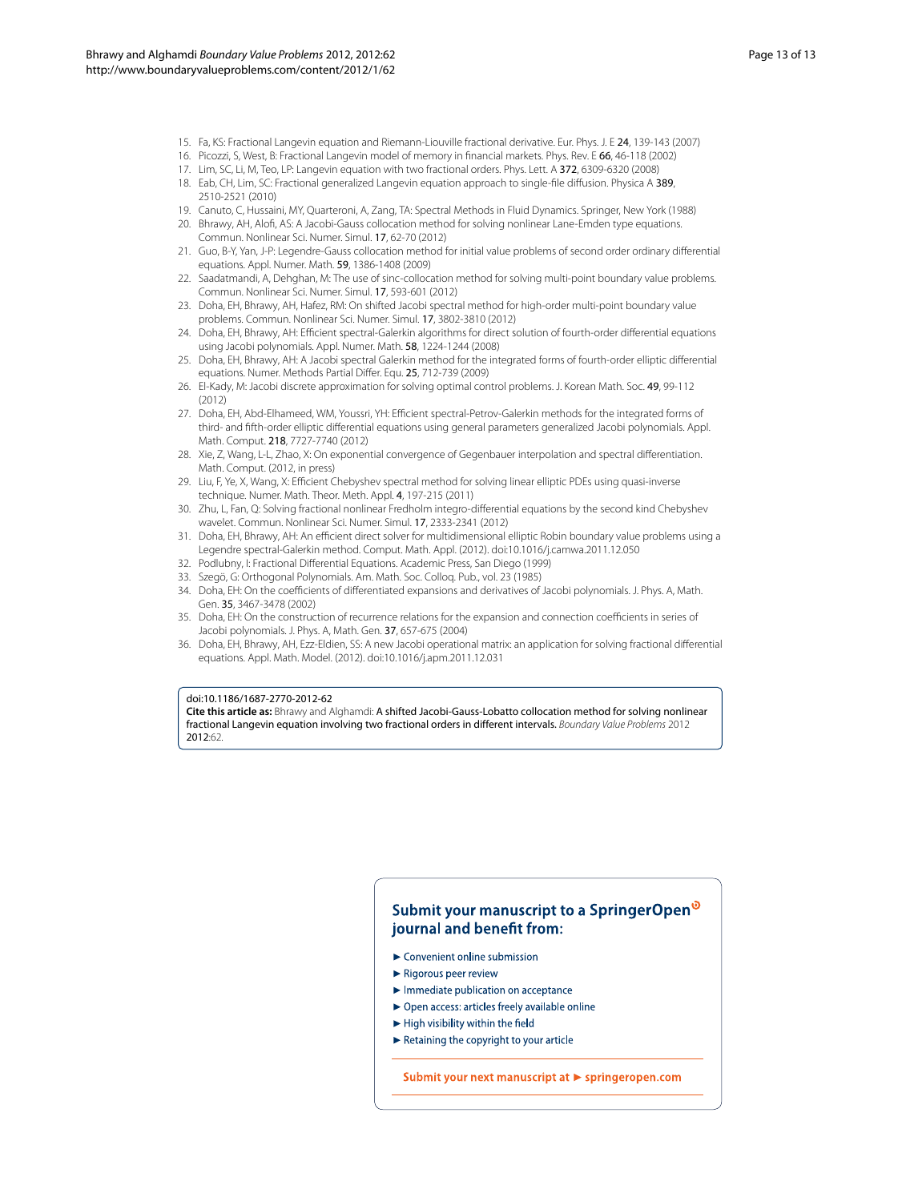15. Fa, KS: Fractional Langevin equation and Riemann-Liouville fractional derivative. Eur. Phys. J. E **24**, 139-143 (2007)
16. Picozzi, S, West, B: Fractional Langevin model of memory in financial markets. Phys. Rev. E **66**, 46-118 (2002)
17. Lim, SC, Li, M, Teo, LP: Langevin equation with two fractional orders. Phys. Lett. A **372**, 6309-6320 (2008)
18. Eab, CH, Lim, SC: Fractional generalized Langevin equation approach to single-file diffusion. Physica A **389**, 2510-2521 (2010)
19. Canuto, C, Hussaini, MY, Quarteroni, A, Zang, TA: Spectral Methods in Fluid Dynamics. Springer, New York (1988)
20. Bhrawy, AH, Alofi, AS: A Jacobi-Gauss collocation method for solving nonlinear Lane-Emden type equations. Commun. Nonlinear Sci. Numer. Simul. **17**, 62-70 (2012)
21. Guo, B-Y, Yan, J-P: Legendre-Gauss collocation method for initial value problems of second order ordinary differential equations. Appl. Numer. Math. **59**, 1386-1408 (2009)
22. Saadatmandi, A, Dehghan, M: The use of sinc-collocation method for solving multi-point boundary value problems. Commun. Nonlinear Sci. Numer. Simul. **17**, 593-601 (2012)
23. Doha, EH, Bhrawy, AH, Hafez, RM: On shifted Jacobi spectral method for high-order multi-point boundary value problems. Commun. Nonlinear Sci. Numer. Simul. **17**, 3802-3810 (2012)
24. Doha, EH, Bhrawy, AH: Efficient spectral-Galerkin algorithms for direct solution of fourth-order differential equations using Jacobi polynomials. Appl. Numer. Math. **58**, 1224-1244 (2008)
25. Doha, EH, Bhrawy, AH: A Jacobi spectral Galerkin method for the integrated forms of fourth-order elliptic differential equations. Numer. Methods Partial Differ. Equ. **25**, 712-739 (2009)
26. El-Kady, M: Jacobi discrete approximation for solving optimal control problems. J. Korean Math. Soc. **49**, 99-112 (2012)
27. Doha, EH, Abd-Elhameed, WM, Youssri, YH: Efficient spectral-Petrov-Galerkin methods for the integrated forms of third- and fifth-order elliptic differential equations using general parameters generalized Jacobi polynomials. Appl. Math. Comput. **218**, 7727-7740 (2012)
28. Xie, Z, Wang, L-L, Zhao, X: On exponential convergence of Gegenbauer interpolation and spectral differentiation. Math. Comput. (2012, in press)
29. Liu, F, Ye, X, Wang, X: Efficient Chebyshev spectral method for solving linear elliptic PDEs using quasi-inverse technique. Numer. Math. Theor. Meth. Appl. **4**, 197-215 (2011)
30. Zhu, L, Fan, Q: Solving fractional nonlinear Fredholm integro-differential equations by the second kind Chebyshev wavelet. Commun. Nonlinear Sci. Numer. Simul. **17**, 2333-2341 (2012)
31. Doha, EH, Bhrawy, AH: An efficient direct solver for multidimensional elliptic Robin boundary value problems using a Legendre spectral-Galerkin method. Comput. Math. Appl. (2012). doi:10.1016/j.camwa.2011.12.050
32. Podlubny, I: Fractional Differential Equations. Academic Press, San Diego (1999)
33. Szegö, G: Orthogonal Polynomials. Am. Math. Soc. Colloq. Pub., vol. 23 (1985)
34. Doha, EH: On the coefficients of differentiated expansions and derivatives of Jacobi polynomials. J. Phys. A, Math. Gen. **35**, 3467-3478 (2002)
35. Doha, EH: On the construction of recurrence relations for the expansion and connection coefficients in series of Jacobi polynomials. J. Phys. A, Math. Gen. **37**, 657-675 (2004)
36. Doha, EH, Bhrawy, AH, Ezz-Eldien, SS: A new Jacobi operational matrix: an application for solving fractional differential equations. Appl. Math. Model. (2012). doi:10.1016/j.apm.2011.12.031

doi:10.1186/1687-2770-2012-62

**Cite this article as:** Bhrawy and Alghamdi: A shifted Jacobi-Gauss-Lobatto collocation method for solving nonlinear fractional Langevin equation involving two fractional orders in different intervals. *Boundary Value Problems* 2012 **2012**:62.

**Submit your manuscript to a SpringerOpen journal and benefit from:**

- ► Convenient online submission
- ► Rigorous peer review
- ► Immediate publication on acceptance
- ► Open access: articles freely available online
- ► High visibility within the field
- ► Retaining the copyright to your article

**Submit your next manuscript at ► springeropen.com**